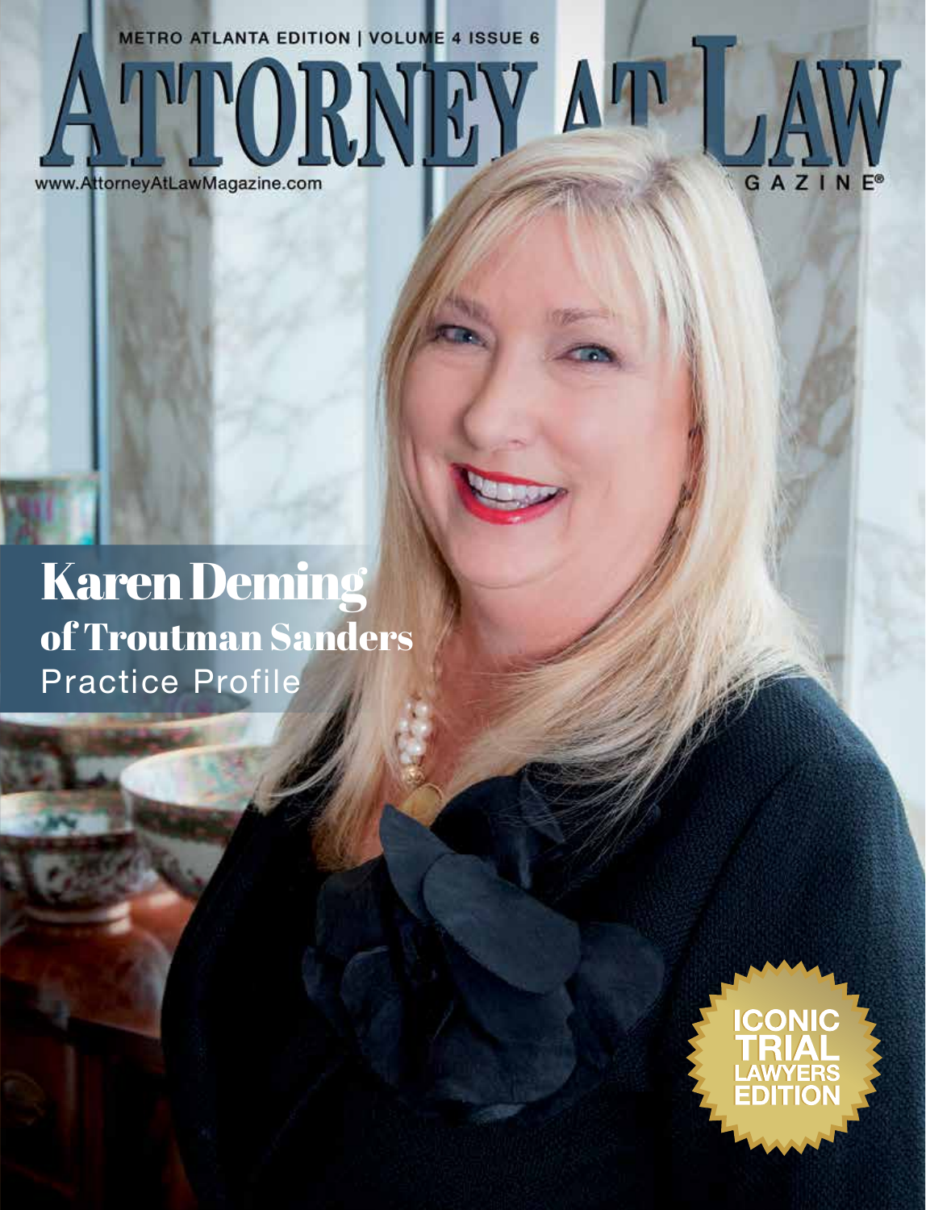METRO ATLANTA EDITION | VOLUME 4 ISSUE 6

# ATTORNEY AT LAW MAGAZINE®

www.AttorneyAtLawMagazine.com

## Karen Deming of Troutman Sanders

Practice Profile

ICONIC TRIAL LAWYERS EDITION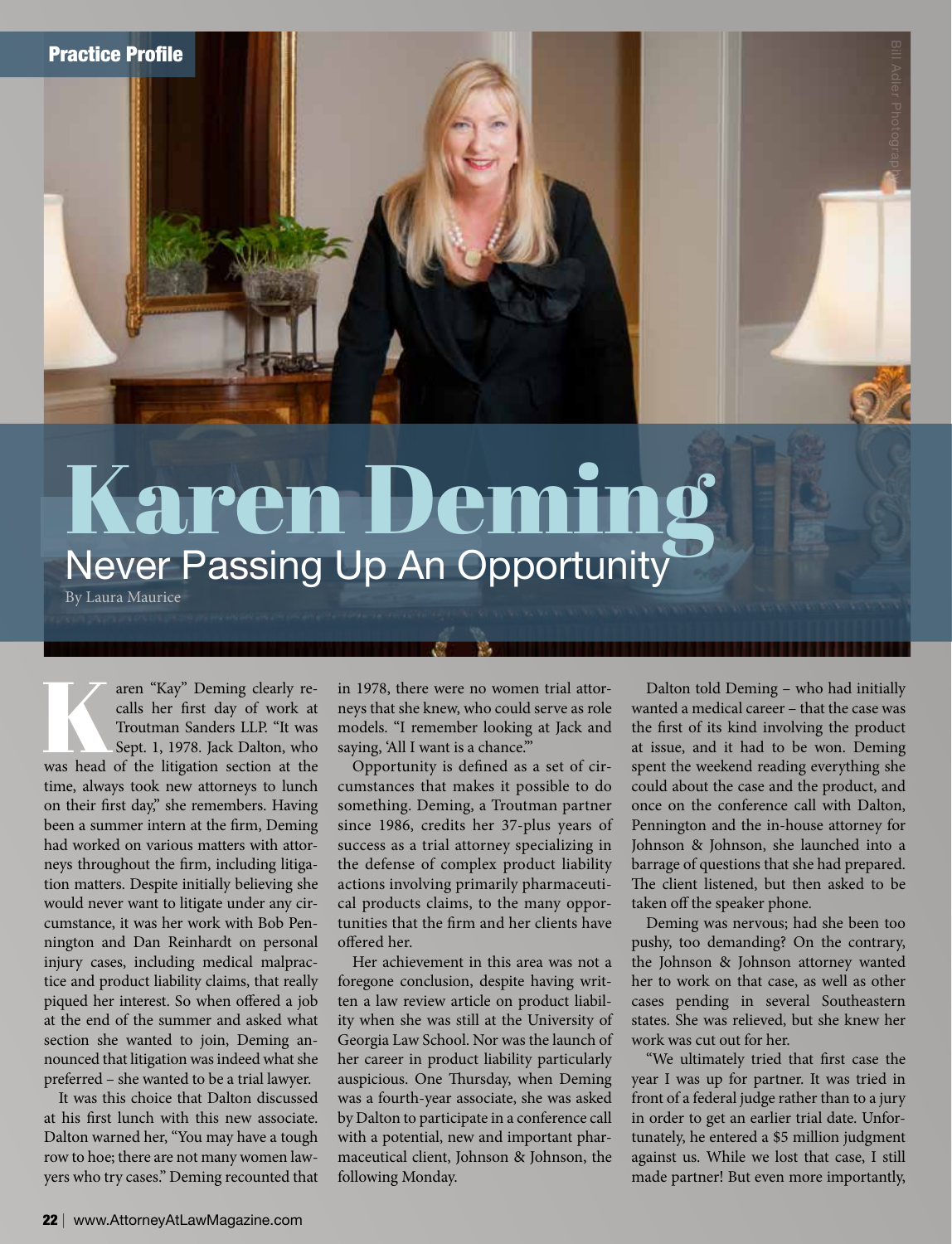Practice Profile

# Karen Deming

## Never Passing Up An Opportunity

By Laura Maurice

Karen "Kay" Deming clearly recalls her first day of work at Troutman Sanders LLP. "It was Sept. 1, 1978. Jack Dalton, who was head of the litigation section at the time, always took new attorneys to lunch on their first day," she remembers. Having been a summer intern at the firm, Deming had worked on various matters with attorneys throughout the firm, including litigation matters. Despite initially believing she would never want to litigate under any circumstance, it was her work with Bob Pennington and Dan Reinhardt on personal injury cases, including medical malpractice and product liability claims, that really piqued her interest. So when offered a job at the end of the summer and asked what section she wanted to join, Deming announced that litigation was indeed what she preferred – she wanted to be a trial lawyer.

It was this choice that Dalton discussed at his first lunch with this new associate. Dalton warned her, "You may have a tough row to hoe; there are not many women lawyers who try cases." Deming recounted that in 1978, there were no women trial attorneys that she knew, who could serve as role models. "I remember looking at Jack and saying, 'All I want is a chance.'"

Opportunity is defined as a set of circumstances that makes it possible to do something. Deming, a Troutman partner since 1986, credits her 37-plus years of success as a trial attorney specializing in the defense of complex product liability actions involving primarily pharmaceutical products claims, to the many opportunities that the firm and her clients have offered her.

Her achievement in this area was not a foregone conclusion, despite having written a law review article on product liability when she was still at the University of Georgia Law School. Nor was the launch of her career in product liability particularly auspicious. One Thursday, when Deming was a fourth-year associate, she was asked by Dalton to participate in a conference call with a potential, new and important pharmaceutical client, Johnson & Johnson, the following Monday.

Dalton told Deming – who had initially wanted a medical career – that the case was the first of its kind involving the product at issue, and it had to be won. Deming spent the weekend reading everything she could about the case and the product, and once on the conference call with Dalton, Pennington and the in-house attorney for Johnson & Johnson, she launched into a barrage of questions that she had prepared. The client listened, but then asked to be taken off the speaker phone.

Deming was nervous; had she been too pushy, too demanding? On the contrary, the Johnson & Johnson attorney wanted her to work on that case, as well as other cases pending in several Southeastern states. She was relieved, but she knew her work was cut out for her.

"We ultimately tried that first case the year I was up for partner. It was tried in front of a federal judge rather than to a jury in order to get an earlier trial date. Unfortunately, he entered a $5 million judgment against us. While we lost that case, I still made partner! But even more importantly,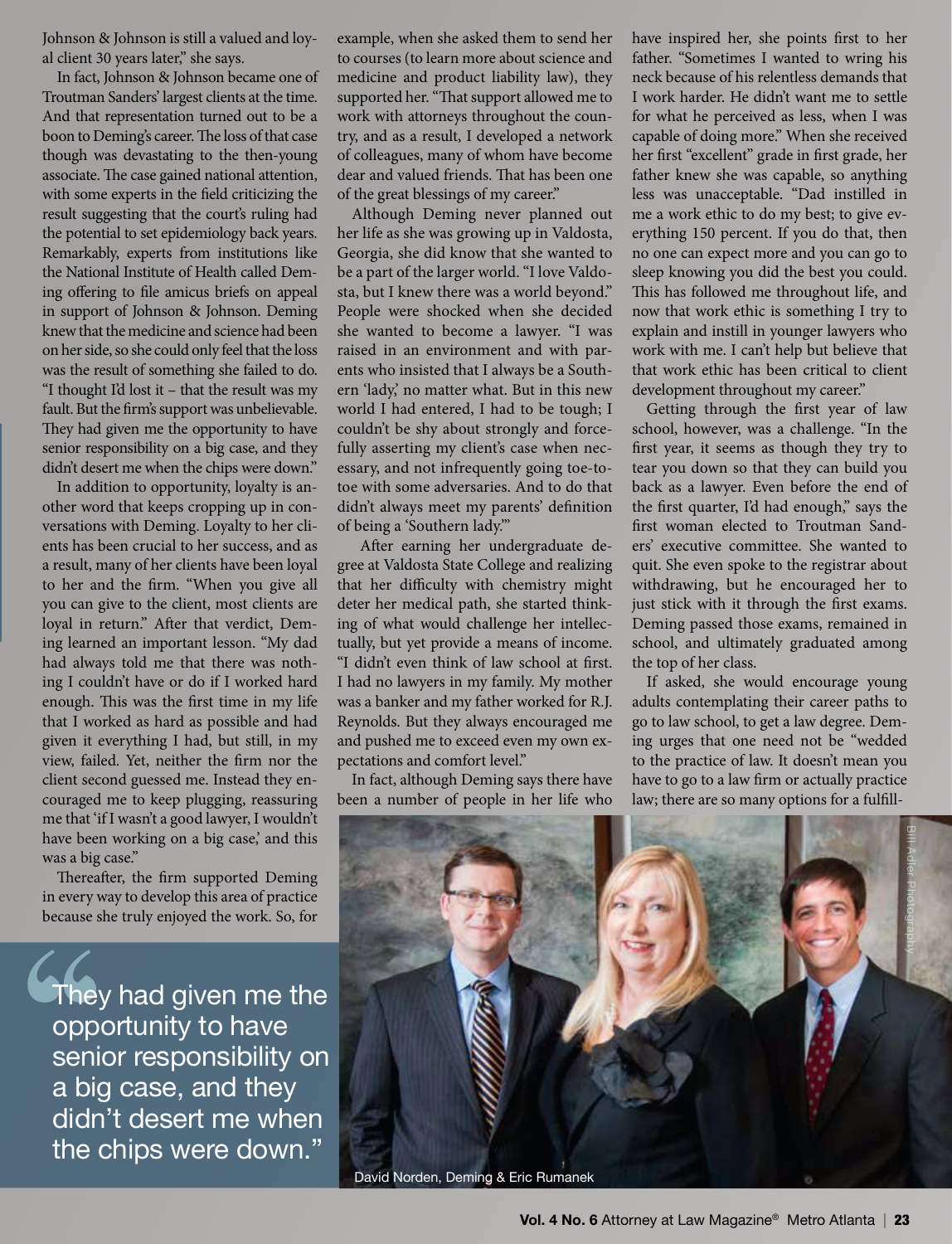Johnson & Johnson is still a valued and loyal client 30 years later," she says.

In fact, Johnson & Johnson became one of Troutman Sanders' largest clients at the time. And that representation turned out to be a boon to Deming's career. The loss of that case though was devastating to the then-young associate. The case gained national attention, with some experts in the field criticizing the result suggesting that the court's ruling had the potential to set epidemiology back years. Remarkably, experts from institutions like the National Institute of Health called Deming offering to file amicus briefs on appeal in support of Johnson & Johnson. Deming knew that the medicine and science had been on her side, so she could only feel that the loss was the result of something she failed to do. "I thought I'd lost it – that the result was my fault. But the firm's support was unbelievable. They had given me the opportunity to have senior responsibility on a big case, and they didn't desert me when the chips were down."

In addition to opportunity, loyalty is another word that keeps cropping up in conversations with Deming. Loyalty to her clients has been crucial to her success, and as a result, many of her clients have been loyal to her and the firm. "When you give all you can give to the client, most clients are loyal in return." After that verdict, Deming learned an important lesson. "My dad had always told me that there was nothing I couldn't have or do if I worked hard enough. This was the first time in my life that I worked as hard as possible and had given it everything I had, but still, in my view, failed. Yet, neither the firm nor the client second guessed me. Instead they encouraged me to keep plugging, reassuring me that 'if I wasn't a good lawyer, I wouldn't have been working on a big case,' and this was a big case."

Thereafter, the firm supported Deming in every way to develop this area of practice because she truly enjoyed the work. So, for example, when she asked them to send her to courses (to learn more about science and medicine and product liability law), they supported her. "That support allowed me to work with attorneys throughout the country, and as a result, I developed a network of colleagues, many of whom have become dear and valued friends. That has been one of the great blessings of my career."

Although Deming never planned out her life as she was growing up in Valdosta, Georgia, she did know that she wanted to be a part of the larger world. "I love Valdosta, but I knew there was a world beyond." People were shocked when she decided she wanted to become a lawyer. "I was raised in an environment and with parents who insisted that I always be a Southern 'lady,' no matter what. But in this new world I had entered, I had to be tough; I couldn't be shy about strongly and forcefully asserting my client's case when necessary, and not infrequently going toe-to-toe with some adversaries. And to do that didn't always meet my parents' definition of being a 'Southern lady.'"

After earning her undergraduate degree at Valdosta State College and realizing that her difficulty with chemistry might deter her medical path, she started thinking of what would challenge her intellectually, but yet provide a means of income. "I didn't even think of law school at first. I had no lawyers in my family. My mother was a banker and my father worked for R.J. Reynolds. But they always encouraged me and pushed me to exceed even my own expectations and comfort level."

In fact, although Deming says there have been a number of people in her life who have inspired her, she points first to her father. "Sometimes I wanted to wring his neck because of his relentless demands that I work harder. He didn't want me to settle for what he perceived as less, when I was capable of doing more." When she received her first "excellent" grade in first grade, her father knew she was capable, so anything less was unacceptable. "Dad instilled in me a work ethic to do my best; to give everything 150 percent. If you do that, then no one can expect more and you can go to sleep knowing you did the best you could. This has followed me throughout life, and now that work ethic is something I try to explain and instill in younger lawyers who work with me. I can't help but believe that that work ethic has been critical to client development throughout my career."

Getting through the first year of law school, however, was a challenge. "In the first year, it seems as though they try to tear you down so that they can build you back as a lawyer. Even before the end of the first quarter, I'd had enough," says the first woman elected to Troutman Sanders' executive committee. She wanted to quit. She even spoke to the registrar about withdrawing, but he encouraged her to just stick with it through the first exams. Deming passed those exams, remained in school, and ultimately graduated among the top of her class.

If asked, she would encourage young adults contemplating their career paths to go to law school, to get a law degree. Deming urges that one need not be "wedded to the practice of law. It doesn't mean you have to go to a law firm or actually practice law; there are so many options for a fulfill-

> "They had given me the opportunity to have senior responsibility on a big case, and they didn't desert me when the chips were down."

Bill Adler Photography

David Norden, Deming & Eric Rumanek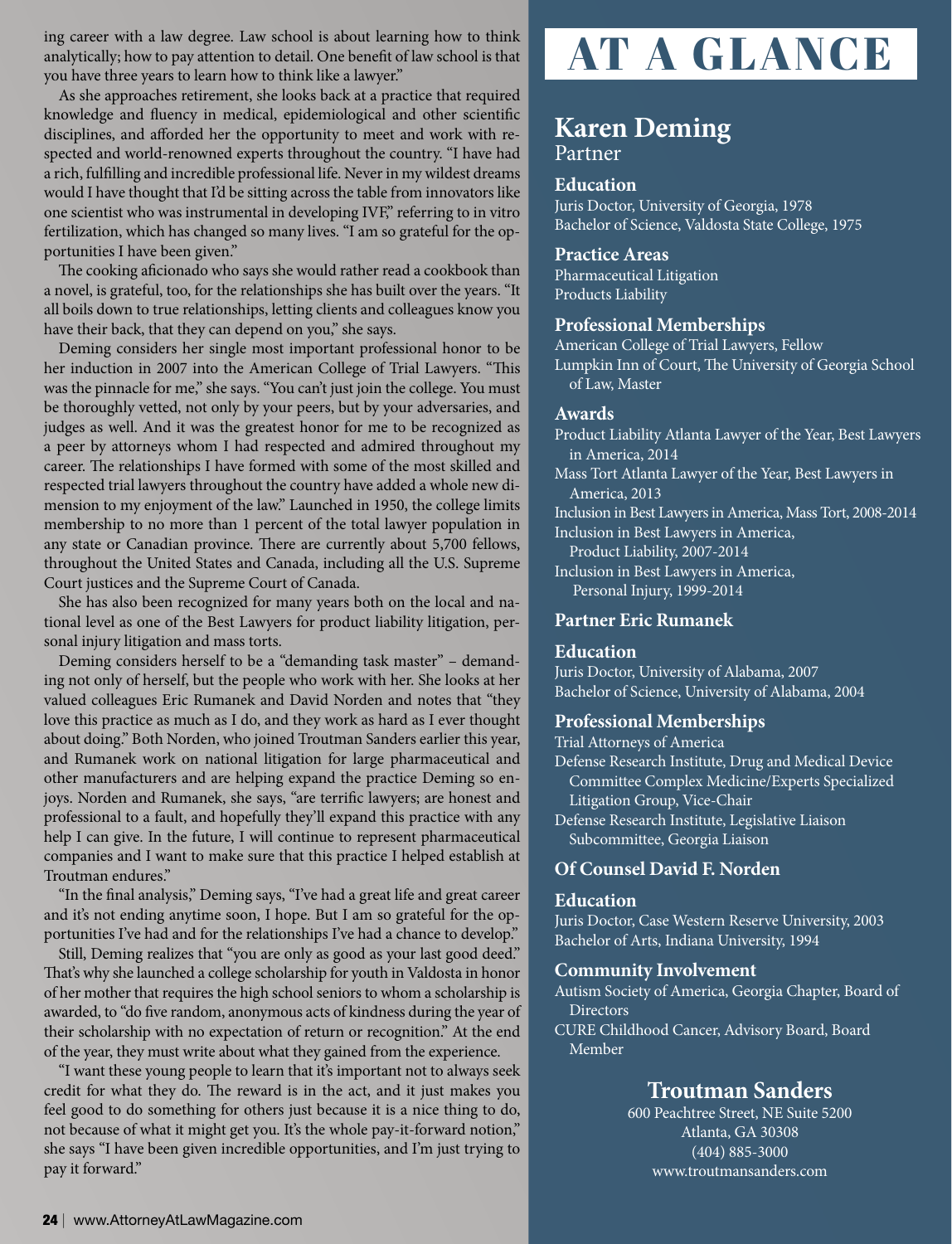ing career with a law degree. Law school is about learning how to think analytically; how to pay attention to detail. One benefit of law school is that you have three years to learn how to think like a lawyer."

As she approaches retirement, she looks back at a practice that required knowledge and fluency in medical, epidemiological and other scientific disciplines, and afforded her the opportunity to meet and work with respected and world-renowned experts throughout the country. "I have had a rich, fulfilling and incredible professional life. Never in my wildest dreams would I have thought that I'd be sitting across the table from innovators like one scientist who was instrumental in developing IVF," referring to in vitro fertilization, which has changed so many lives. "I am so grateful for the opportunities I have been given."

The cooking aficionado who says she would rather read a cookbook than a novel, is grateful, too, for the relationships she has built over the years. "It all boils down to true relationships, letting clients and colleagues know you have their back, that they can depend on you," she says.

Deming considers her single most important professional honor to be her induction in 2007 into the American College of Trial Lawyers. "This was the pinnacle for me," she says. "You can't just join the college. You must be thoroughly vetted, not only by your peers, but by your adversaries, and judges as well. And it was the greatest honor for me to be recognized as a peer by attorneys whom I had respected and admired throughout my career. The relationships I have formed with some of the most skilled and respected trial lawyers throughout the country have added a whole new dimension to my enjoyment of the law." Launched in 1950, the college limits membership to no more than 1 percent of the total lawyer population in any state or Canadian province. There are currently about 5,700 fellows, throughout the United States and Canada, including all the U.S. Supreme Court justices and the Supreme Court of Canada.

She has also been recognized for many years both on the local and national level as one of the Best Lawyers for product liability litigation, personal injury litigation and mass torts.

Deming considers herself to be a "demanding task master" – demanding not only of herself, but the people who work with her. She looks at her valued colleagues Eric Rumanek and David Norden and notes that "they love this practice as much as I do, and they work as hard as I ever thought about doing." Both Norden, who joined Troutman Sanders earlier this year, and Rumanek work on national litigation for large pharmaceutical and other manufacturers and are helping expand the practice Deming so enjoys. Norden and Rumanek, she says, "are terrific lawyers; are honest and professional to a fault, and hopefully they'll expand this practice with any help I can give. In the future, I will continue to represent pharmaceutical companies and I want to make sure that this practice I helped establish at Troutman endures."

"In the final analysis," Deming says, "I've had a great life and great career and it's not ending anytime soon, I hope. But I am so grateful for the opportunities I've had and for the relationships I've had a chance to develop."

Still, Deming realizes that "you are only as good as your last good deed." That's why she launched a college scholarship for youth in Valdosta in honor of her mother that requires the high school seniors to whom a scholarship is awarded, to "do five random, anonymous acts of kindness during the year of their scholarship with no expectation of return or recognition." At the end of the year, they must write about what they gained from the experience.

"I want these young people to learn that it's important not to always seek credit for what they do. The reward is in the act, and it just makes you feel good to do something for others just because it is a nice thing to do, not because of what it might get you. It's the whole pay-it-forward notion," she says "I have been given incredible opportunities, and I'm just trying to pay it forward."

# AT A GLANCE

## Karen Deming
Partner

### Education
Juris Doctor, University of Georgia, 1978
Bachelor of Science, Valdosta State College, 1975

### Practice Areas
Pharmaceutical Litigation
Products Liability

### Professional Memberships
American College of Trial Lawyers, Fellow
Lumpkin Inn of Court, The University of Georgia School of Law, Master

### Awards
Product Liability Atlanta Lawyer of the Year, Best Lawyers in America, 2014
Mass Tort Atlanta Lawyer of the Year, Best Lawyers in America, 2013
Inclusion in Best Lawyers in America, Mass Tort, 2008-2014
Inclusion in Best Lawyers in America, Product Liability, 2007-2014
Inclusion in Best Lawyers in America, Personal Injury, 1999-2014

## Partner Eric Rumanek

### Education
Juris Doctor, University of Alabama, 2007
Bachelor of Science, University of Alabama, 2004

### Professional Memberships
Trial Attorneys of America
Defense Research Institute, Drug and Medical Device Committee Complex Medicine/Experts Specialized Litigation Group, Vice-Chair
Defense Research Institute, Legislative Liaison Subcommittee, Georgia Liaison

## Of Counsel David F. Norden

### Education
Juris Doctor, Case Western Reserve University, 2003
Bachelor of Arts, Indiana University, 1994

### Community Involvement
Autism Society of America, Georgia Chapter, Board of Directors
CURE Childhood Cancer, Advisory Board, Board Member

## Troutman Sanders
600 Peachtree Street, NE Suite 5200
Atlanta, GA 30308
(404) 885-3000
www.troutmansanders.com